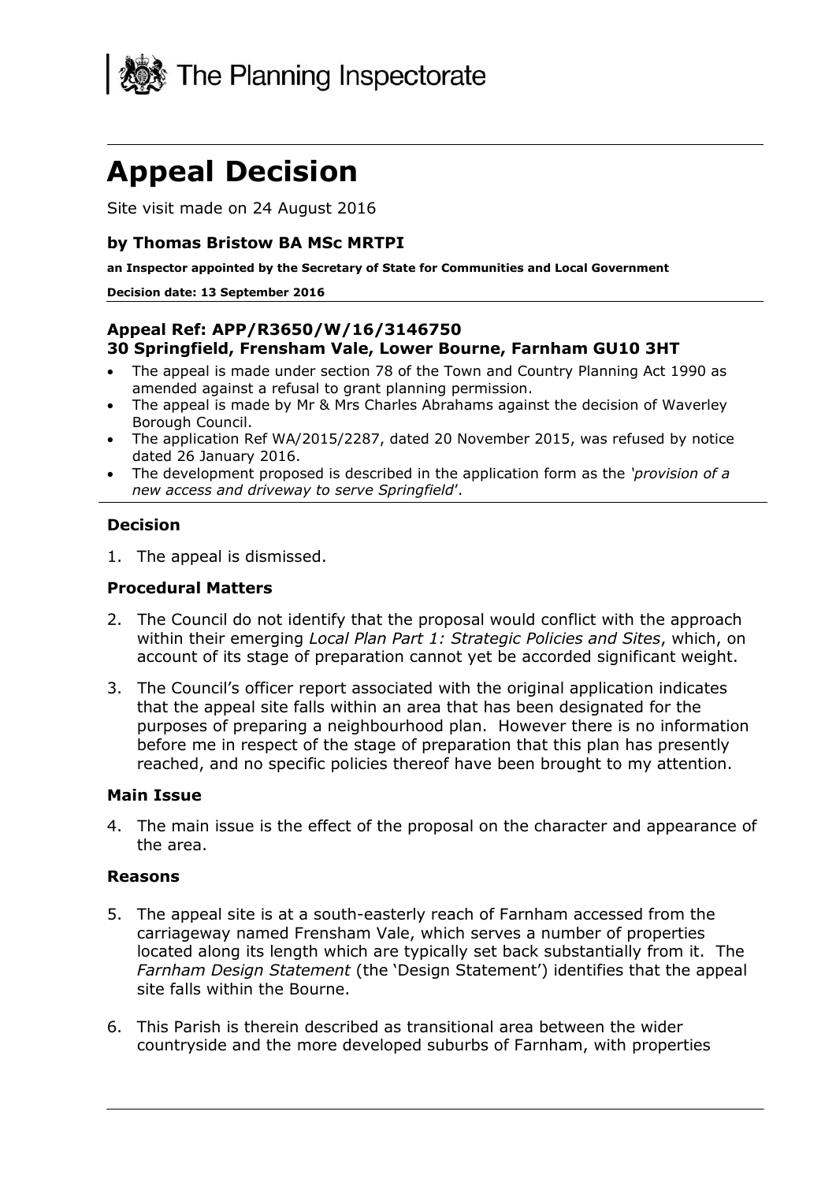The Planning Inspectorate

# Appeal Decision

Site visit made on 24 August 2016

**by Thomas Bristow BA MSc MRTPI**

**an Inspector appointed by the Secretary of State for Communities and Local Government**

**Decision date: 13 September 2016**

---

**Appeal Ref: APP/R3650/W/16/3146750**
**30 Springfield, Frensham Vale, Lower Bourne, Farnham GU10 3HT**

- The appeal is made under section 78 of the Town and Country Planning Act 1990 as amended against a refusal to grant planning permission.
- The appeal is made by Mr & Mrs Charles Abrahams against the decision of Waverley Borough Council.
- The application Ref WA/2015/2287, dated 20 November 2015, was refused by notice dated 26 January 2016.
- The development proposed is described in the application form as the *'provision of a new access and driveway to serve Springfield'*.

---

### Decision

1. The appeal is dismissed.

### Procedural Matters

2. The Council do not identify that the proposal would conflict with the approach within their emerging *Local Plan Part 1: Strategic Policies and Sites*, which, on account of its stage of preparation cannot yet be accorded significant weight.

3. The Council's officer report associated with the original application indicates that the appeal site falls within an area that has been designated for the purposes of preparing a neighbourhood plan. However there is no information before me in respect of the stage of preparation that this plan has presently reached, and no specific policies thereof have been brought to my attention.

### Main Issue

4. The main issue is the effect of the proposal on the character and appearance of the area.

### Reasons

5. The appeal site is at a south-easterly reach of Farnham accessed from the carriageway named Frensham Vale, which serves a number of properties located along its length which are typically set back substantially from it. The *Farnham Design Statement* (the 'Design Statement') identifies that the appeal site falls within the Bourne.

6. This Parish is therein described as transitional area between the wider countryside and the more developed suburbs of Farnham, with properties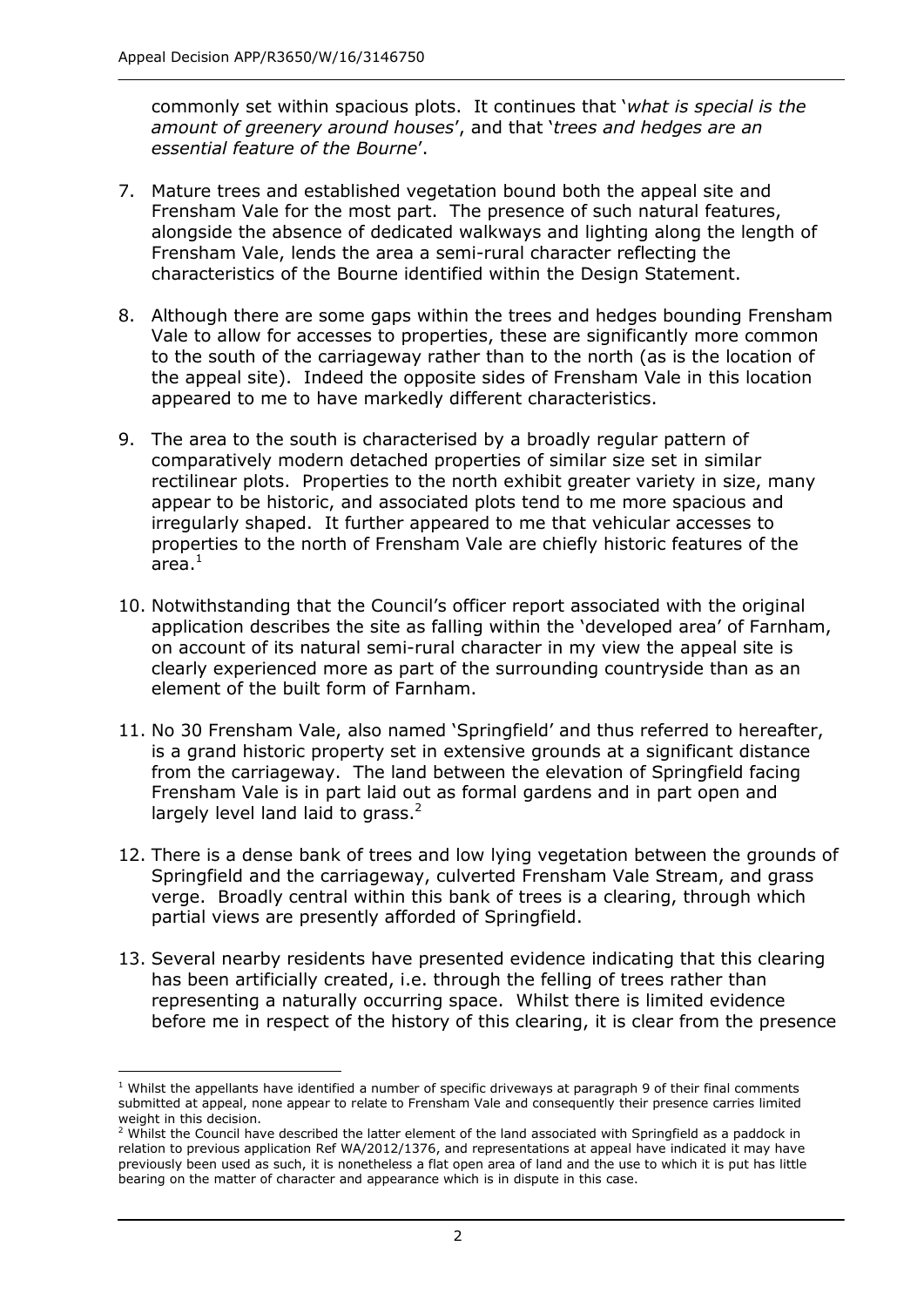commonly set within spacious plots. It continues that '*what is special is the amount of greenery around houses*', and that '*trees and hedges are an essential feature of the Bourne*'.

7. Mature trees and established vegetation bound both the appeal site and Frensham Vale for the most part. The presence of such natural features, alongside the absence of dedicated walkways and lighting along the length of Frensham Vale, lends the area a semi-rural character reflecting the characteristics of the Bourne identified within the Design Statement.

8. Although there are some gaps within the trees and hedges bounding Frensham Vale to allow for accesses to properties, these are significantly more common to the south of the carriageway rather than to the north (as is the location of the appeal site). Indeed the opposite sides of Frensham Vale in this location appeared to me to have markedly different characteristics.

9. The area to the south is characterised by a broadly regular pattern of comparatively modern detached properties of similar size set in similar rectilinear plots. Properties to the north exhibit greater variety in size, many appear to be historic, and associated plots tend to me more spacious and irregularly shaped. It further appeared to me that vehicular accesses to properties to the north of Frensham Vale are chiefly historic features of the area.[1]

10. Notwithstanding that the Council's officer report associated with the original application describes the site as falling within the 'developed area' of Farnham, on account of its natural semi-rural character in my view the appeal site is clearly experienced more as part of the surrounding countryside than as an element of the built form of Farnham.

11. No 30 Frensham Vale, also named 'Springfield' and thus referred to hereafter, is a grand historic property set in extensive grounds at a significant distance from the carriageway. The land between the elevation of Springfield facing Frensham Vale is in part laid out as formal gardens and in part open and largely level land laid to grass.[2]

12. There is a dense bank of trees and low lying vegetation between the grounds of Springfield and the carriageway, culverted Frensham Vale Stream, and grass verge. Broadly central within this bank of trees is a clearing, through which partial views are presently afforded of Springfield.

13. Several nearby residents have presented evidence indicating that this clearing has been artificially created, i.e. through the felling of trees rather than representing a naturally occurring space. Whilst there is limited evidence before me in respect of the history of this clearing, it is clear from the presence

---

[1] Whilst the appellants have identified a number of specific driveways at paragraph 9 of their final comments submitted at appeal, none appear to relate to Frensham Vale and consequently their presence carries limited weight in this decision.

[2] Whilst the Council have described the latter element of the land associated with Springfield as a paddock in relation to previous application Ref WA/2012/1376, and representations at appeal have indicated it may have previously been used as such, it is nonetheless a flat open area of land and the use to which it is put has little bearing on the matter of character and appearance which is in dispute in this case.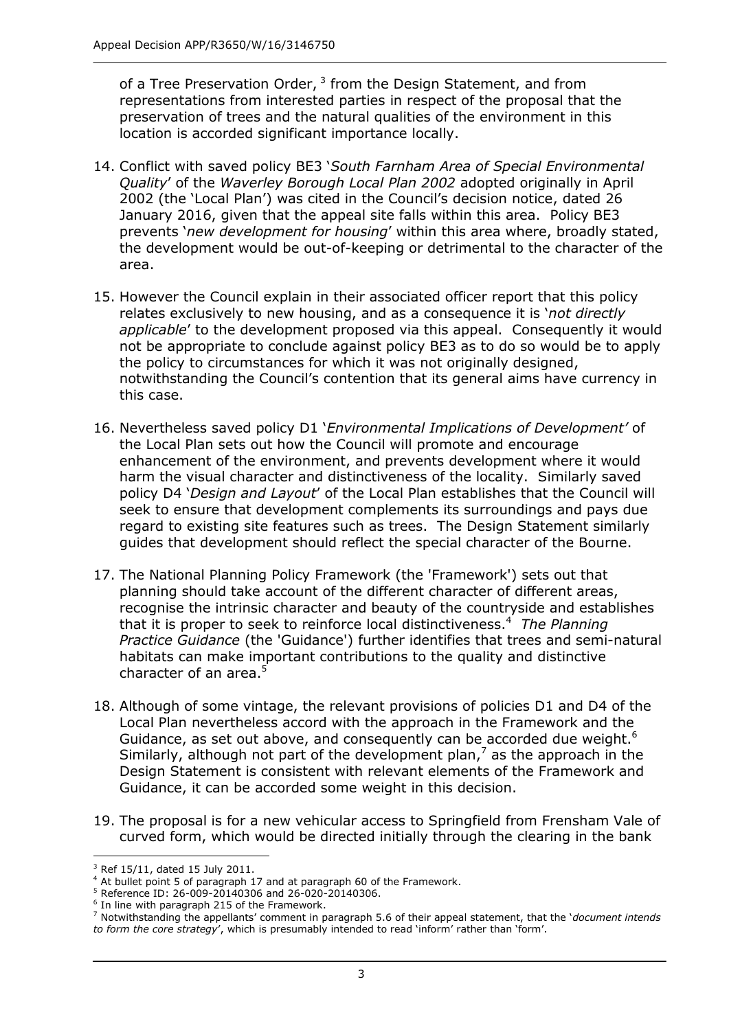of a Tree Preservation Order, [3] from the Design Statement, and from representations from interested parties in respect of the proposal that the preservation of trees and the natural qualities of the environment in this location is accorded significant importance locally.

14. Conflict with saved policy BE3 '*South Farnham Area of Special Environmental Quality*' of the *Waverley Borough Local Plan 2002* adopted originally in April 2002 (the 'Local Plan') was cited in the Council's decision notice, dated 26 January 2016, given that the appeal site falls within this area. Policy BE3 prevents '*new development for housing*' within this area where, broadly stated, the development would be out-of-keeping or detrimental to the character of the area.

15. However the Council explain in their associated officer report that this policy relates exclusively to new housing, and as a consequence it is '*not directly applicable*' to the development proposed via this appeal. Consequently it would not be appropriate to conclude against policy BE3 as to do so would be to apply the policy to circumstances for which it was not originally designed, notwithstanding the Council's contention that its general aims have currency in this case.

16. Nevertheless saved policy D1 '*Environmental Implications of Development'* of the Local Plan sets out how the Council will promote and encourage enhancement of the environment, and prevents development where it would harm the visual character and distinctiveness of the locality. Similarly saved policy D4 '*Design and Layout*' of the Local Plan establishes that the Council will seek to ensure that development complements its surroundings and pays due regard to existing site features such as trees. The Design Statement similarly guides that development should reflect the special character of the Bourne.

17. The National Planning Policy Framework (the 'Framework') sets out that planning should take account of the different character of different areas, recognise the intrinsic character and beauty of the countryside and establishes that it is proper to seek to reinforce local distinctiveness.[4] *The Planning Practice Guidance* (the 'Guidance') further identifies that trees and semi-natural habitats can make important contributions to the quality and distinctive character of an area.[5]

18. Although of some vintage, the relevant provisions of policies D1 and D4 of the Local Plan nevertheless accord with the approach in the Framework and the Guidance, as set out above, and consequently can be accorded due weight.[6] Similarly, although not part of the development plan,[7] as the approach in the Design Statement is consistent with relevant elements of the Framework and Guidance, it can be accorded some weight in this decision.

19. The proposal is for a new vehicular access to Springfield from Frensham Vale of curved form, which would be directed initially through the clearing in the bank

---

[3] Ref 15/11, dated 15 July 2011.

[4] At bullet point 5 of paragraph 17 and at paragraph 60 of the Framework.

[5] Reference ID: 26-009-20140306 and 26-020-20140306.

[6] In line with paragraph 215 of the Framework.

[7] Notwithstanding the appellants' comment in paragraph 5.6 of their appeal statement, that the '*document intends to form the core strategy*', which is presumably intended to read 'inform' rather than 'form'.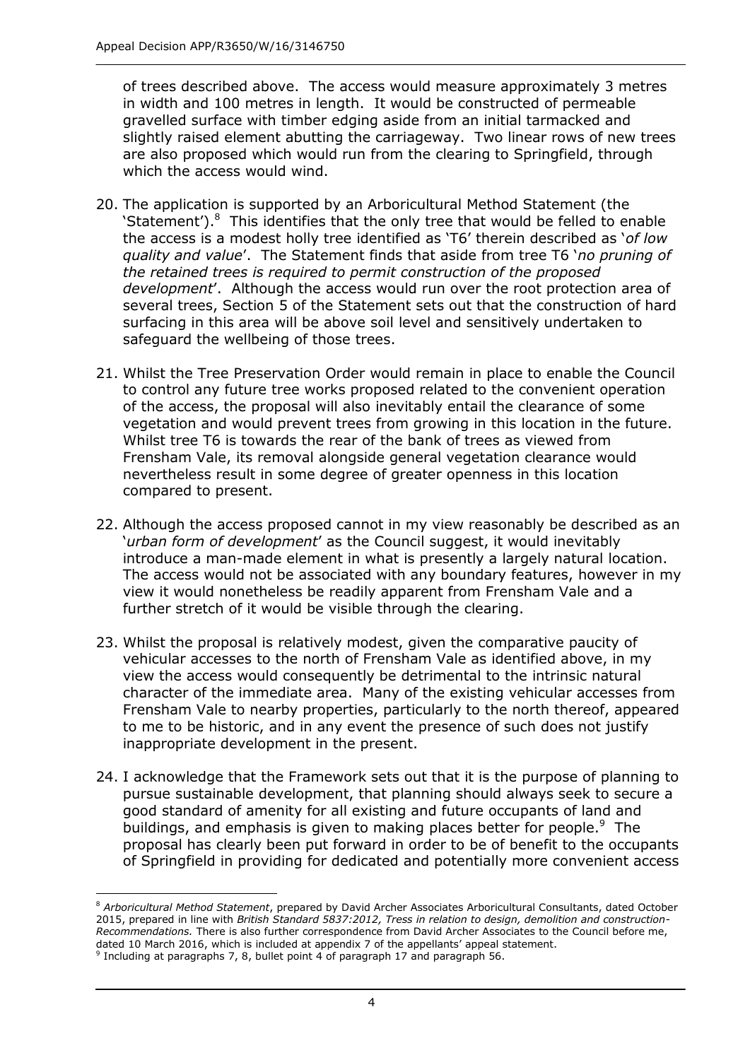of trees described above. The access would measure approximately 3 metres in width and 100 metres in length. It would be constructed of permeable gravelled surface with timber edging aside from an initial tarmacked and slightly raised element abutting the carriageway. Two linear rows of new trees are also proposed which would run from the clearing to Springfield, through which the access would wind.

20. The application is supported by an Arboricultural Method Statement (the 'Statement').[8] This identifies that the only tree that would be felled to enable the access is a modest holly tree identified as 'T6' therein described as '*of low quality and value*'. The Statement finds that aside from tree T6 '*no pruning of the retained trees is required to permit construction of the proposed development*'. Although the access would run over the root protection area of several trees, Section 5 of the Statement sets out that the construction of hard surfacing in this area will be above soil level and sensitively undertaken to safeguard the wellbeing of those trees.

21. Whilst the Tree Preservation Order would remain in place to enable the Council to control any future tree works proposed related to the convenient operation of the access, the proposal will also inevitably entail the clearance of some vegetation and would prevent trees from growing in this location in the future. Whilst tree T6 is towards the rear of the bank of trees as viewed from Frensham Vale, its removal alongside general vegetation clearance would nevertheless result in some degree of greater openness in this location compared to present.

22. Although the access proposed cannot in my view reasonably be described as an '*urban form of development*' as the Council suggest, it would inevitably introduce a man-made element in what is presently a largely natural location. The access would not be associated with any boundary features, however in my view it would nonetheless be readily apparent from Frensham Vale and a further stretch of it would be visible through the clearing.

23. Whilst the proposal is relatively modest, given the comparative paucity of vehicular accesses to the north of Frensham Vale as identified above, in my view the access would consequently be detrimental to the intrinsic natural character of the immediate area. Many of the existing vehicular accesses from Frensham Vale to nearby properties, particularly to the north thereof, appeared to me to be historic, and in any event the presence of such does not justify inappropriate development in the present.

24. I acknowledge that the Framework sets out that it is the purpose of planning to pursue sustainable development, that planning should always seek to secure a good standard of amenity for all existing and future occupants of land and buildings, and emphasis is given to making places better for people.[9] The proposal has clearly been put forward in order to be of benefit to the occupants of Springfield in providing for dedicated and potentially more convenient access

---

[8] *Arboricultural Method Statement*, prepared by David Archer Associates Arboricultural Consultants, dated October 2015, prepared in line with *British Standard 5837:2012, Tress in relation to design, demolition and construction-Recommendations.* There is also further correspondence from David Archer Associates to the Council before me, dated 10 March 2016, which is included at appendix 7 of the appellants' appeal statement.

[9] Including at paragraphs 7, 8, bullet point 4 of paragraph 17 and paragraph 56.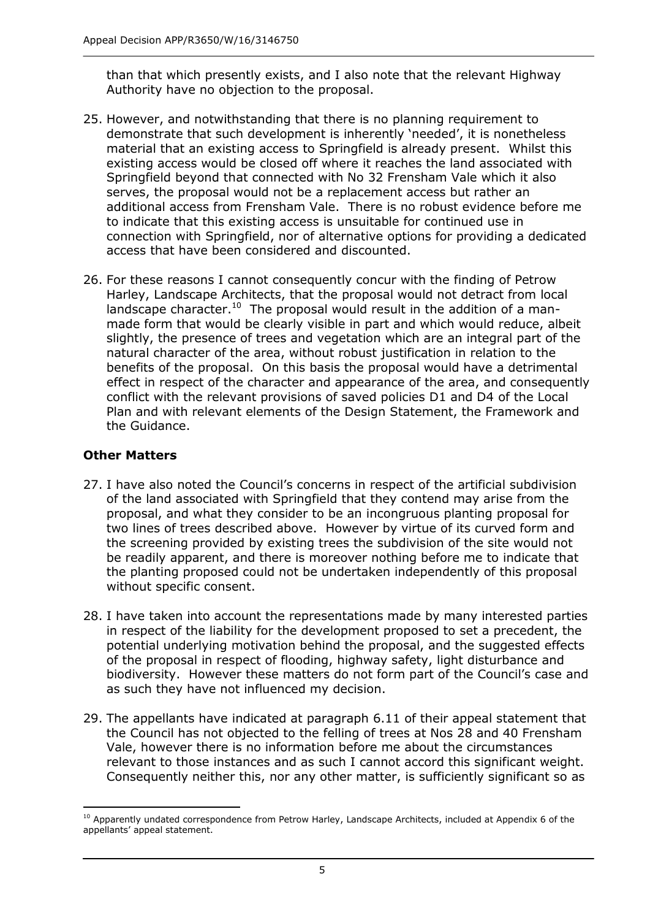than that which presently exists, and I also note that the relevant Highway Authority have no objection to the proposal.

25. However, and notwithstanding that there is no planning requirement to demonstrate that such development is inherently 'needed', it is nonetheless material that an existing access to Springfield is already present. Whilst this existing access would be closed off where it reaches the land associated with Springfield beyond that connected with No 32 Frensham Vale which it also serves, the proposal would not be a replacement access but rather an additional access from Frensham Vale. There is no robust evidence before me to indicate that this existing access is unsuitable for continued use in connection with Springfield, nor of alternative options for providing a dedicated access that have been considered and discounted.

26. For these reasons I cannot consequently concur with the finding of Petrow Harley, Landscape Architects, that the proposal would not detract from local landscape character.[10] The proposal would result in the addition of a man-made form that would be clearly visible in part and which would reduce, albeit slightly, the presence of trees and vegetation which are an integral part of the natural character of the area, without robust justification in relation to the benefits of the proposal. On this basis the proposal would have a detrimental effect in respect of the character and appearance of the area, and consequently conflict with the relevant provisions of saved policies D1 and D4 of the Local Plan and with relevant elements of the Design Statement, the Framework and the Guidance.

## Other Matters

27. I have also noted the Council's concerns in respect of the artificial subdivision of the land associated with Springfield that they contend may arise from the proposal, and what they consider to be an incongruous planting proposal for two lines of trees described above. However by virtue of its curved form and the screening provided by existing trees the subdivision of the site would not be readily apparent, and there is moreover nothing before me to indicate that the planting proposed could not be undertaken independently of this proposal without specific consent.

28. I have taken into account the representations made by many interested parties in respect of the liability for the development proposed to set a precedent, the potential underlying motivation behind the proposal, and the suggested effects of the proposal in respect of flooding, highway safety, light disturbance and biodiversity. However these matters do not form part of the Council's case and as such they have not influenced my decision.

29. The appellants have indicated at paragraph 6.11 of their appeal statement that the Council has not objected to the felling of trees at Nos 28 and 40 Frensham Vale, however there is no information before me about the circumstances relevant to those instances and as such I cannot accord this significant weight. Consequently neither this, nor any other matter, is sufficiently significant so as

---

[10] Apparently undated correspondence from Petrow Harley, Landscape Architects, included at Appendix 6 of the appellants' appeal statement.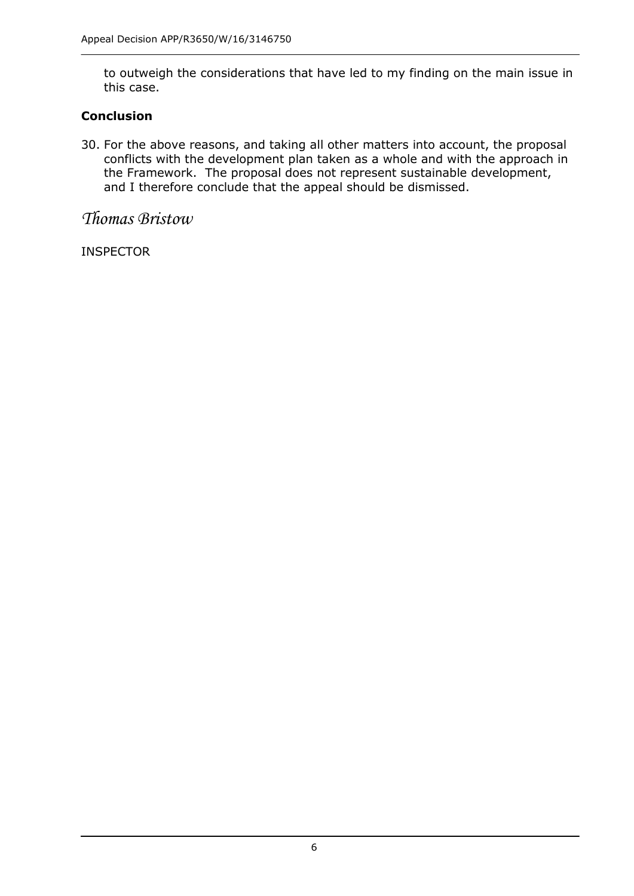to outweigh the considerations that have led to my finding on the main issue in this case.

### Conclusion

30. For the above reasons, and taking all other matters into account, the proposal conflicts with the development plan taken as a whole and with the approach in the Framework. The proposal does not represent sustainable development, and I therefore conclude that the appeal should be dismissed.

*Thomas Bristow*

INSPECTOR